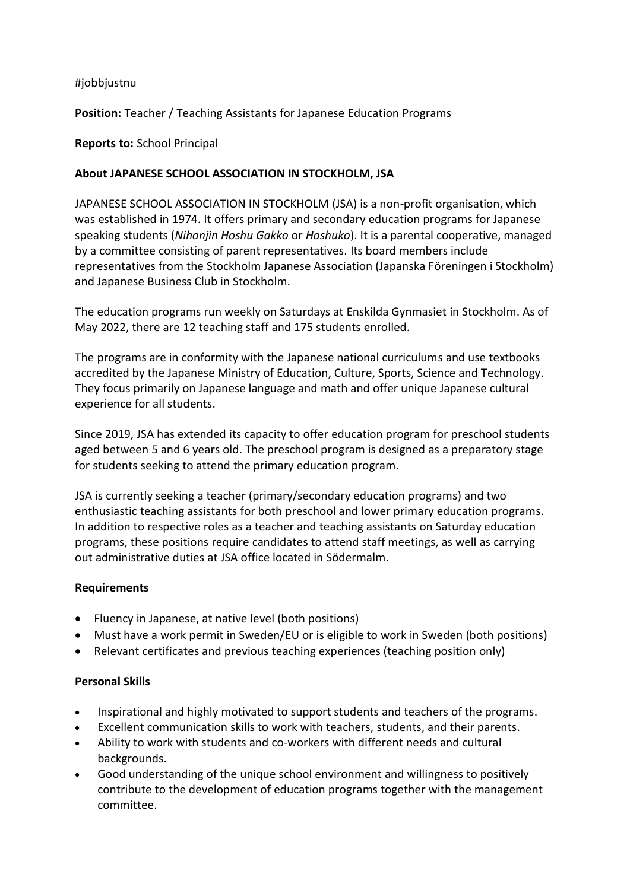#jobbjustnu

**Position:** Teacher / Teaching Assistants for Japanese Education Programs

**Reports to:** School Principal

**About JAPANESE SCHOOL ASSOCIATION IN STOCKHOLM, JSA**

JAPANESE SCHOOL ASSOCIATION IN STOCKHOLM (JSA) is a non-profit organisation, which was established in 1974. It offers primary and secondary education programs for Japanese speaking students (*Nihonjin Hoshu Gakko* or *Hoshuko*). It is a parental cooperative, managed by a committee consisting of parent representatives. Its board members include representatives from the Stockholm Japanese Association (Japanska Föreningen i Stockholm) and Japanese Business Club in Stockholm.

The education programs run weekly on Saturdays at Enskilda Gynmasiet in Stockholm. As of May 2022, there are 12 teaching staff and 175 students enrolled.

The programs are in conformity with the Japanese national curriculums and use textbooks accredited by the Japanese Ministry of Education, Culture, Sports, Science and Technology. They focus primarily on Japanese language and math and offer unique Japanese cultural experience for all students.

Since 2019, JSA has extended its capacity to offer education program for preschool students aged between 5 and 6 years old. The preschool program is designed as a preparatory stage for students seeking to attend the primary education program.

JSA is currently seeking a teacher (primary/secondary education programs) and two enthusiastic teaching assistants for both preschool and lower primary education programs. In addition to respective roles as a teacher and teaching assistants on Saturday education programs, these positions require candidates to attend staff meetings, as well as carrying out administrative duties at JSA office located in Södermalm.

**Requirements**

- Fluency in Japanese, at native level (both positions)
- Must have a work permit in Sweden/EU or is eligible to work in Sweden (both positions)
- Relevant certificates and previous teaching experiences (teaching position only)

**Personal Skills**

- Inspirational and highly motivated to support students and teachers of the programs.
- Excellent communication skills to work with teachers, students, and their parents.
- Ability to work with students and co-workers with different needs and cultural backgrounds.
- Good understanding of the unique school environment and willingness to positively contribute to the development of education programs together with the management committee.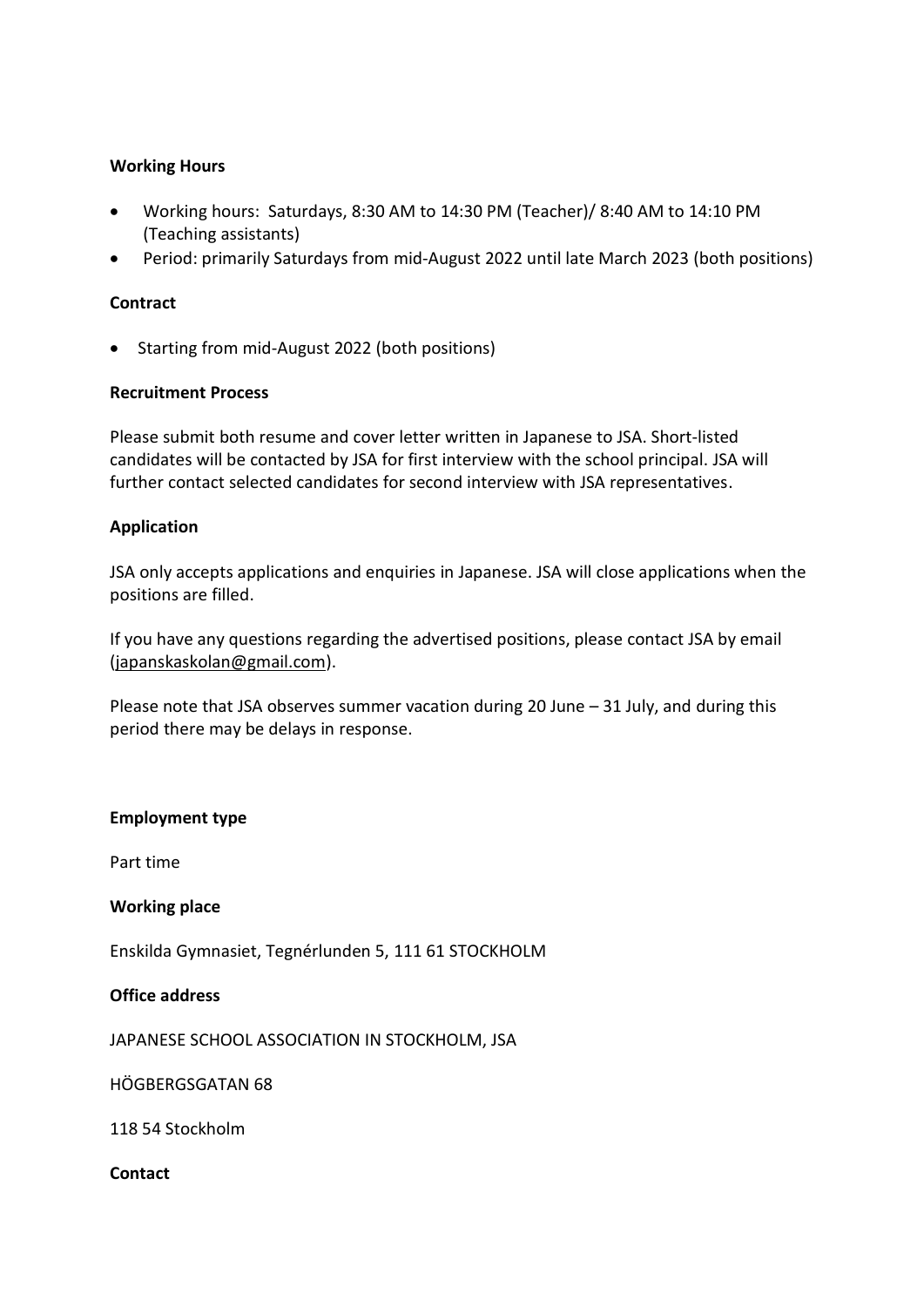**Working Hours**

- Working hours: Saturdays, 8:30 AM to 14:30 PM (Teacher)/ 8:40 AM to 14:10 PM (Teaching assistants)
- Period: primarily Saturdays from mid-August 2022 until late March 2023 (both positions)

**Contract**

- Starting from mid-August 2022 (both positions)

**Recruitment Process**

Please submit both resume and cover letter written in Japanese to JSA. Short-listed candidates will be contacted by JSA for first interview with the school principal. JSA will further contact selected candidates for second interview with JSA representatives.

**Application**

JSA only accepts applications and enquiries in Japanese. JSA will close applications when the positions are filled.

If you have any questions regarding the advertised positions, please contact JSA by email (japanskaskolan@gmail.com).

Please note that JSA observes summer vacation during 20 June – 31 July, and during this period there may be delays in response.

**Employment type**

Part time

**Working place**

Enskilda Gymnasiet, Tegnérlunden 5, 111 61 STOCKHOLM

**Office address**

JAPANESE SCHOOL ASSOCIATION IN STOCKHOLM, JSA

HÖGBERGSGATAN 68

118 54 Stockholm

**Contact**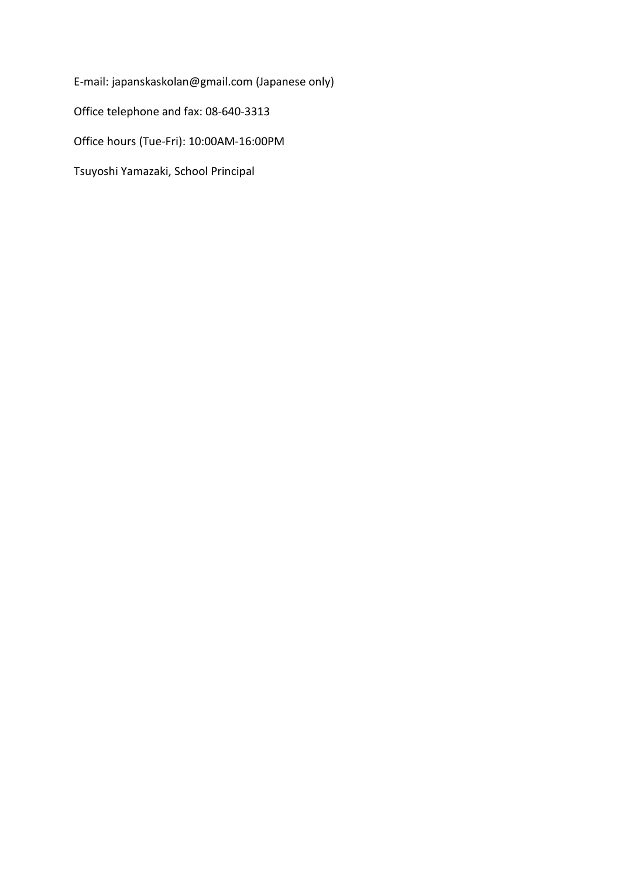E-mail: japanskaskolan@gmail.com (Japanese only)

Office telephone and fax: 08-640-3313

Office hours (Tue-Fri): 10:00AM-16:00PM

Tsuyoshi Yamazaki, School Principal